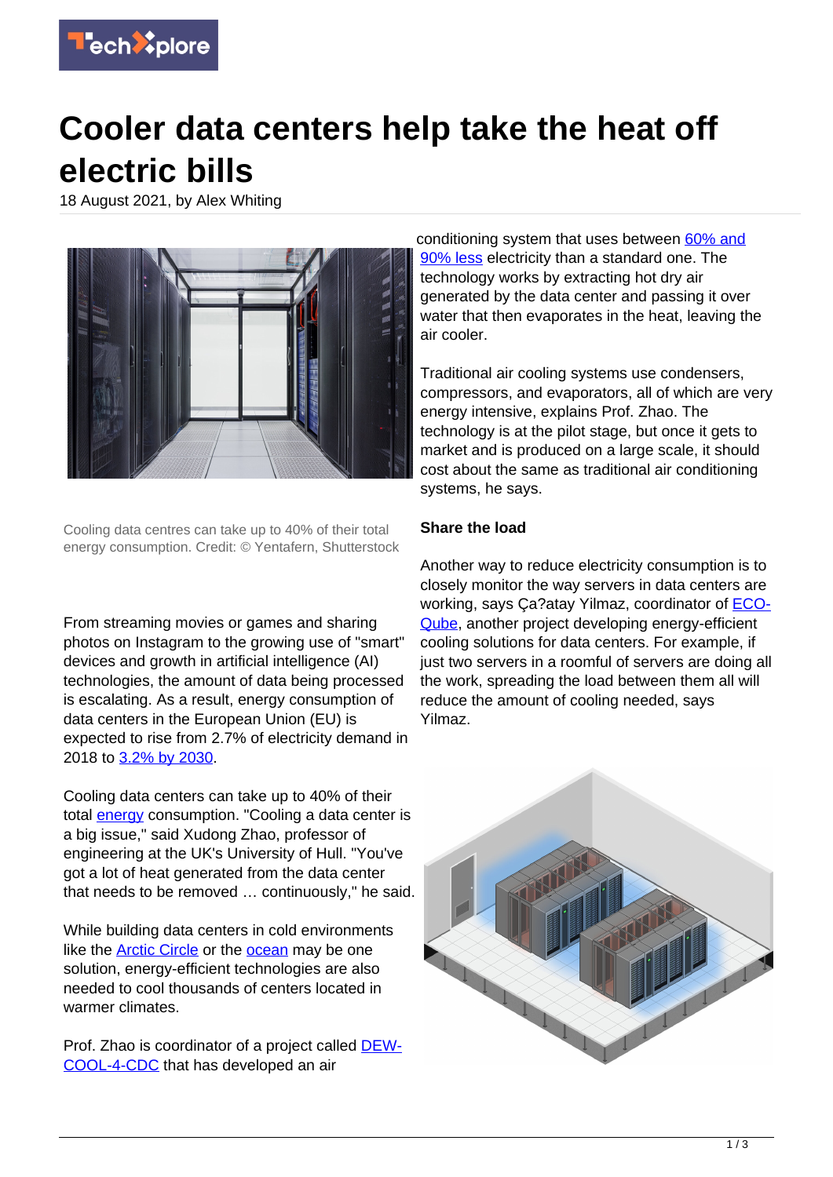# Cooler data centers help take the heat off electric bills

18 August 2021, by Alex Whiting

Cooling data centres can take up to 40% of their total energy consumption. Credit: © Yentafern, Shutterstock

From streaming movies or games and sharing photos on Instagram to the growing use of "smart" devices and growth in artificial intelligence (AI) technologies, the amount of data being processed is escalating. As a result, energy consumption of data centers in the European Union (EU) is expected to rise from 2.7% of electricity demand in 2018 to 3.2% by 2030.

Cooling data centers can take up to 40% of their total energy consumption. "Cooling a data center is a big issue," said Xudong Zhao, professor of engineering at the UK's University of Hull. "You've got a lot of heat generated from the data center that needs to be removed … continuously," he said.

While building data centers in cold environments like the Arctic Circle or the ocean may be one solution, energy-efficient technologies are also needed to cool thousands of centers located in warmer climates.

Prof. Zhao is coordinator of a project called DEW-COOL-4-CDC that has developed an air conditioning system that uses between 60% and 90% less electricity than a standard one. The technology works by extracting hot dry air generated by the data center and passing it over water that then evaporates in the heat, leaving the air cooler.

Traditional air cooling systems use condensers, compressors, and evaporators, all of which are very energy intensive, explains Prof. Zhao. The technology is at the pilot stage, but once it gets to market and is produced on a large scale, it should cost about the same as traditional air conditioning systems, he says.

### Share the load

Another way to reduce electricity consumption is to closely monitor the way servers in data centers are working, says Ça?atay Yilmaz, coordinator of ECO-Qube, another project developing energy-efficient cooling solutions for data centers. For example, if just two servers in a roomful of servers are doing all the work, spreading the load between them all will reduce the amount of cooling needed, says Yilmaz.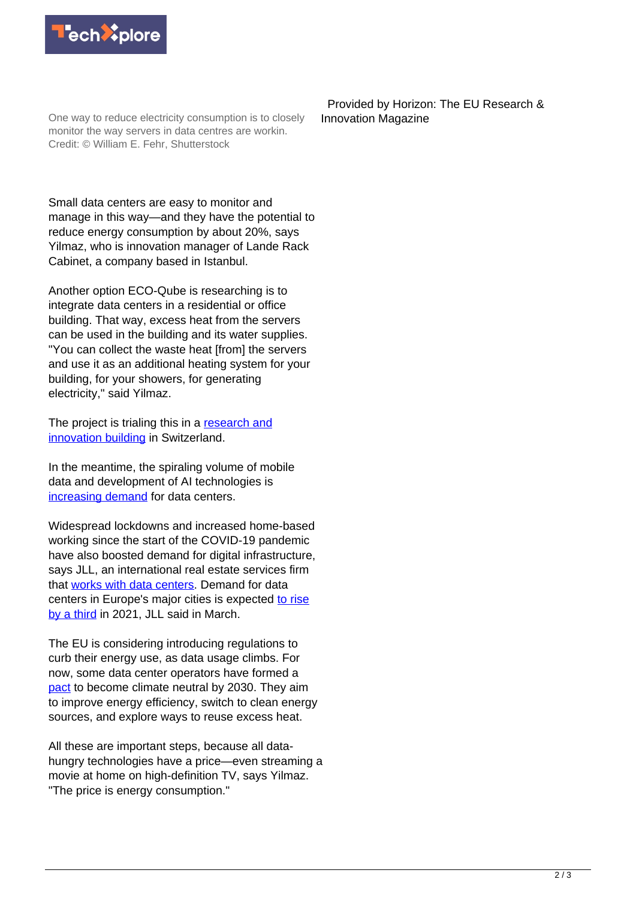One way to reduce electricity consumption is to closely monitor the way servers in data centres are workin. Credit: © William E. Fehr, Shutterstock

Small data centers are easy to monitor and manage in this way—and they have the potential to reduce energy consumption by about 20%, says Yilmaz, who is innovation manager of Lande Rack Cabinet, a company based in Istanbul.

Another option ECO-Qube is researching is to integrate data centers in a residential or office building. That way, excess heat from the servers can be used in the building and its water supplies. "You can collect the waste heat [from] the servers and use it as an additional heating system for your building, for your showers, for generating electricity," said Yilmaz.

The project is trialing this in a research and innovation building in Switzerland.

In the meantime, the spiraling volume of mobile data and development of AI technologies is increasing demand for data centers.

Widespread lockdowns and increased home-based working since the start of the COVID-19 pandemic have also boosted demand for digital infrastructure, says JLL, an international real estate services firm that works with data centers. Demand for data centers in Europe's major cities is expected to rise by a third in 2021, JLL said in March.

The EU is considering introducing regulations to curb their energy use, as data usage climbs. For now, some data center operators have formed a pact to become climate neutral by 2030. They aim to improve energy efficiency, switch to clean energy sources, and explore ways to reuse excess heat.

All these are important steps, because all data-hungry technologies have a price—even streaming a movie at home on high-definition TV, says Yilmaz. "The price is energy consumption."

Provided by Horizon: The EU Research & Innovation Magazine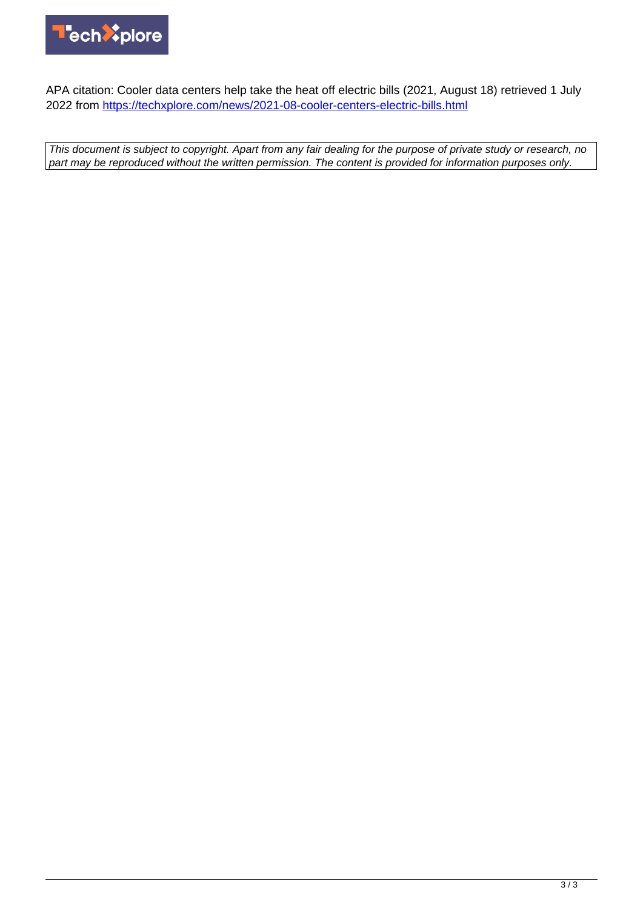APA citation: Cooler data centers help take the heat off electric bills (2021, August 18) retrieved 1 July 2022 from https://techxplore.com/news/2021-08-cooler-centers-electric-bills.html

*This document is subject to copyright. Apart from any fair dealing for the purpose of private study or research, no part may be reproduced without the written permission. The content is provided for information purposes only.*